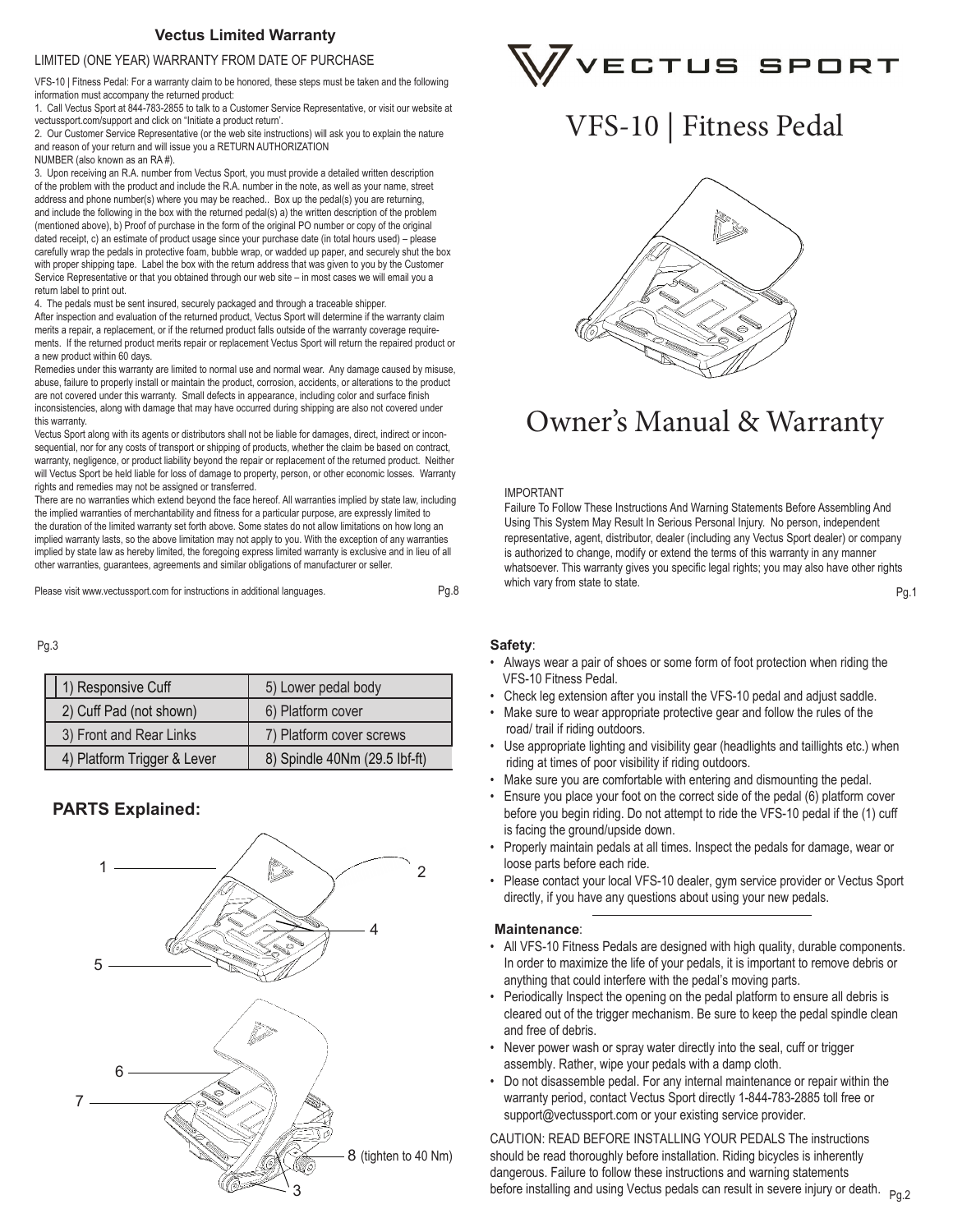# Vectus Limited Warranty

LIMITED (ONE YEAR) WARRANTY FROM DATE OF PURCHASE

VFS-10 | Fitness Pedal: For a warranty claim to be honored, these steps must be taken and the following information must accompany the returned product:

1. Call Vectus Sport at 844-783-2855 to talk to a Customer Service Representative, or visit our website at vectussport.com/support and click on "Initiate a product return'.
2. Our Customer Service Representative (or the web site instructions) will ask you to explain the nature and reason of your return and will issue you a RETURN AUTHORIZATION NUMBER (also known as an RA #).
3. Upon receiving an R.A. number from Vectus Sport, you must provide a detailed written description of the problem with the product and include the R.A. number in the note, as well as your name, street address and phone number(s) where you may be reached.. Box up the pedal(s) you are returning, and include the following in the box with the returned pedal(s) a) the written description of the problem (mentioned above), b) Proof of purchase in the form of the original PO number or copy of the original dated receipt, c) an estimate of product usage since your purchase date (in total hours used) – please carefully wrap the pedals in protective foam, bubble wrap, or wadded up paper, and securely shut the box with proper shipping tape. Label the box with the return address that was given to you by the Customer Service Representative or that you obtained through our web site – in most cases we will email you a return label to print out.
4. The pedals must be sent insured, securely packaged and through a traceable shipper.

After inspection and evaluation of the returned product, Vectus Sport will determine if the warranty claim merits a repair, a replacement, or if the returned product falls outside of the warranty coverage requirements. If the returned product merits repair or replacement Vectus Sport will return the repaired product or a new product within 60 days.

Remedies under this warranty are limited to normal use and normal wear. Any damage caused by misuse, abuse, failure to properly install or maintain the product, corrosion, accidents, or alterations to the product are not covered under this warranty. Small defects in appearance, including color and surface finish inconsistencies, along with damage that may have occurred during shipping are also not covered under this warranty.

Vectus Sport along with its agents or distributors shall not be liable for damages, direct, indirect or inconsequential, nor for any costs of transport or shipping of products, whether the claim be based on contract, warranty, negligence, or product liability beyond the repair or replacement of the returned product. Neither will Vectus Sport be held liable for loss of damage to property, person, or other economic losses. Warranty rights and remedies may not be assigned or transferred.

There are no warranties which extend beyond the face hereof. All warranties implied by state law, including the implied warranties of merchantability and fitness for a particular purpose, are expressly limited to the duration of the limited warranty set forth above. Some states do not allow limitations on how long an implied warranty lasts, so the above limitation may not apply to you. With the exception of any warranties implied by state law as hereby limited, the foregoing express limited warranty is exclusive and in lieu of all other warranties, guarantees, agreements and similar obligations of manufacturer or seller.

Please visit www.vectussport.com for instructions in additional languages.

# VECTUS SPORT

# VFS-10 | Fitness Pedal

# Owner's Manual & Warranty

IMPORTANT

Failure To Follow These Instructions And Warning Statements Before Assembling And Using This System May Result In Serious Personal Injury. No person, independent representative, agent, distributor, dealer (including any Vectus Sport dealer) or company is authorized to change, modify or extend the terms of this warranty in any manner whatsoever. This warranty gives you specific legal rights; you may also have other rights which vary from state to state.

| 1) Responsive Cuff | 5) Lower pedal body |
|---|---|
| 2) Cuff Pad (not shown) | 6) Platform cover |
| 3) Front and Rear Links | 7) Platform cover screws |
| 4) Platform Trigger & Lever | 8) Spindle 40Nm (29.5 lbf-ft) |

## PARTS Explained:

1, 2, 4, 5, 6, 7, 3, 8 (tighten to 40 Nm)

**Safety**:

- Always wear a pair of shoes or some form of foot protection when riding the VFS-10 Fitness Pedal.
- Check leg extension after you install the VFS-10 pedal and adjust saddle.
- Make sure to wear appropriate protective gear and follow the rules of the road/ trail if riding outdoors.
- Use appropriate lighting and visibility gear (headlights and taillights etc.) when riding at times of poor visibility if riding outdoors.
- Make sure you are comfortable with entering and dismounting the pedal.
- Ensure you place your foot on the correct side of the pedal (6) platform cover before you begin riding. Do not attempt to ride the VFS-10 pedal if the (1) cuff is facing the ground/upside down.
- Properly maintain pedals at all times. Inspect the pedals for damage, wear or loose parts before each ride.
- Please contact your local VFS-10 dealer, gym service provider or Vectus Sport directly, if you have any questions about using your new pedals.

**Maintenance**:

- All VFS-10 Fitness Pedals are designed with high quality, durable components. In order to maximize the life of your pedals, it is important to remove debris or anything that could interfere with the pedal's moving parts.
- Periodically Inspect the opening on the pedal platform to ensure all debris is cleared out of the trigger mechanism. Be sure to keep the pedal spindle clean and free of debris.
- Never power wash or spray water directly into the seal, cuff or trigger assembly. Rather, wipe your pedals with a damp cloth.
- Do not disassemble pedal. For any internal maintenance or repair within the warranty period, contact Vectus Sport directly 1-844-783-2885 toll free or support@vectussport.com or your existing service provider.

CAUTION: READ BEFORE INSTALLING YOUR PEDALS The instructions should be read thoroughly before installation. Riding bicycles is inherently dangerous. Failure to follow these instructions and warning statements before installing and using Vectus pedals can result in severe injury or death.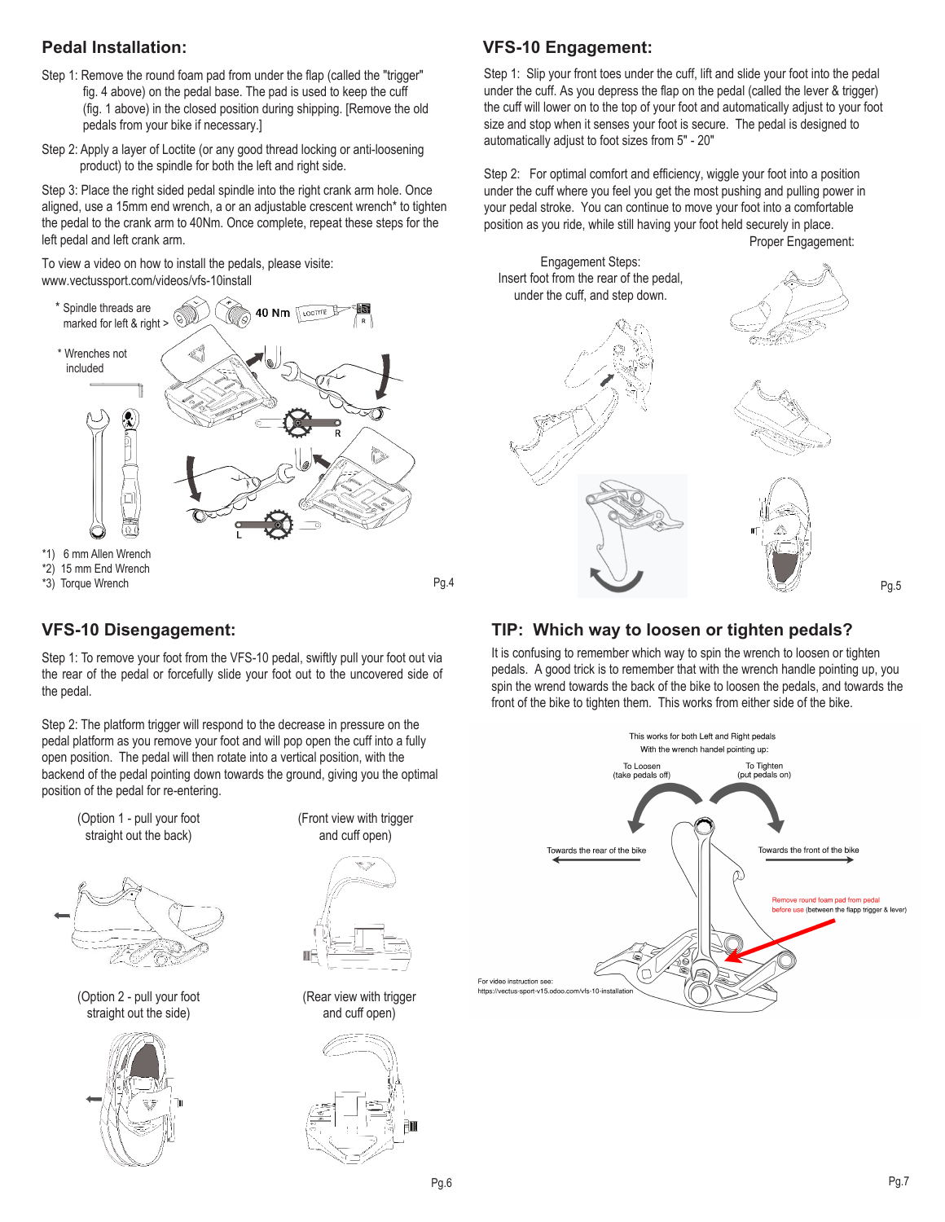## Pedal Installation:

Step 1: Remove the round foam pad from under the flap (called the "trigger" fig. 4 above) on the pedal base. The pad is used to keep the cuff (fig. 1 above) in the closed position during shipping. [Remove the old pedals from your bike if necessary.]

Step 2: Apply a layer of Loctite (or any good thread locking or anti-loosening product) to the spindle for both the left and right side.

Step 3: Place the right sided pedal spindle into the right crank arm hole. Once aligned, use a 15mm end wrench, a or an adjustable crescent wrench* to tighten the pedal to the crank arm to 40Nm. Once complete, repeat these steps for the left pedal and left crank arm.

To view a video on how to install the pedals, please visite:
www.vectussport.com/videos/vfs-10install

* Spindle threads are marked for left & right >

40 Nm

LOCTITE

* Wrenches not included

R

L

*1) 6 mm Allen Wrench
*2) 15 mm End Wrench
*3) Torque Wrench

## VFS-10 Engagement:

Step 1: Slip your front toes under the cuff, lift and slide your foot into the pedal under the cuff. As you depress the flap on the pedal (called the lever & trigger) the cuff will lower on to the top of your foot and automatically adjust to your foot size and stop when it senses your foot is secure. The pedal is designed to automatically adjust to foot sizes from 5" - 20"

Step 2: For optimal comfort and efficiency, wiggle your foot into a position under the cuff where you feel you get the most pushing and pulling power in your pedal stroke. You can continue to move your foot into a comfortable position as you ride, while still having your foot held securely in place.

Proper Engagement:

Engagement Steps:
Insert foot from the rear of the pedal, under the cuff, and step down.

## VFS-10 Disengagement:

Step 1: To remove your foot from the VFS-10 pedal, swiftly pull your foot out via the rear of the pedal or forcefully slide your foot out to the uncovered side of the pedal.

Step 2: The platform trigger will respond to the decrease in pressure on the pedal platform as you remove your foot and will pop open the cuff into a fully open position. The pedal will then rotate into a vertical position, with the backend of the pedal pointing down towards the ground, giving you the optimal position of the pedal for re-entering.

(Option 1 - pull your foot straight out the back)

(Front view with trigger and cuff open)

(Option 2 - pull your foot straight out the side)

(Rear view with trigger and cuff open)

## TIP: Which way to loosen or tighten pedals?

It is confusing to remember which way to spin the wrench to loosen or tighten pedals. A good trick is to remember that with the wrench handle pointing up, you spin the wrend towards the back of the bike to loosen the pedals, and towards the front of the bike to tighten them. This works from either side of the bike.

This works for both Left and Right pedals
With the wrench handel pointing up:

To Loosen
(take pedals off)

To Tighten
(put pedals on)

Towards the rear of the bike

Towards the front of the bike

Remove round foam pad from pedal before use (between the flapp trigger & lever)

For video instruction see:
https://vectus-sport-v15.odoo.com/vfs-10-installation